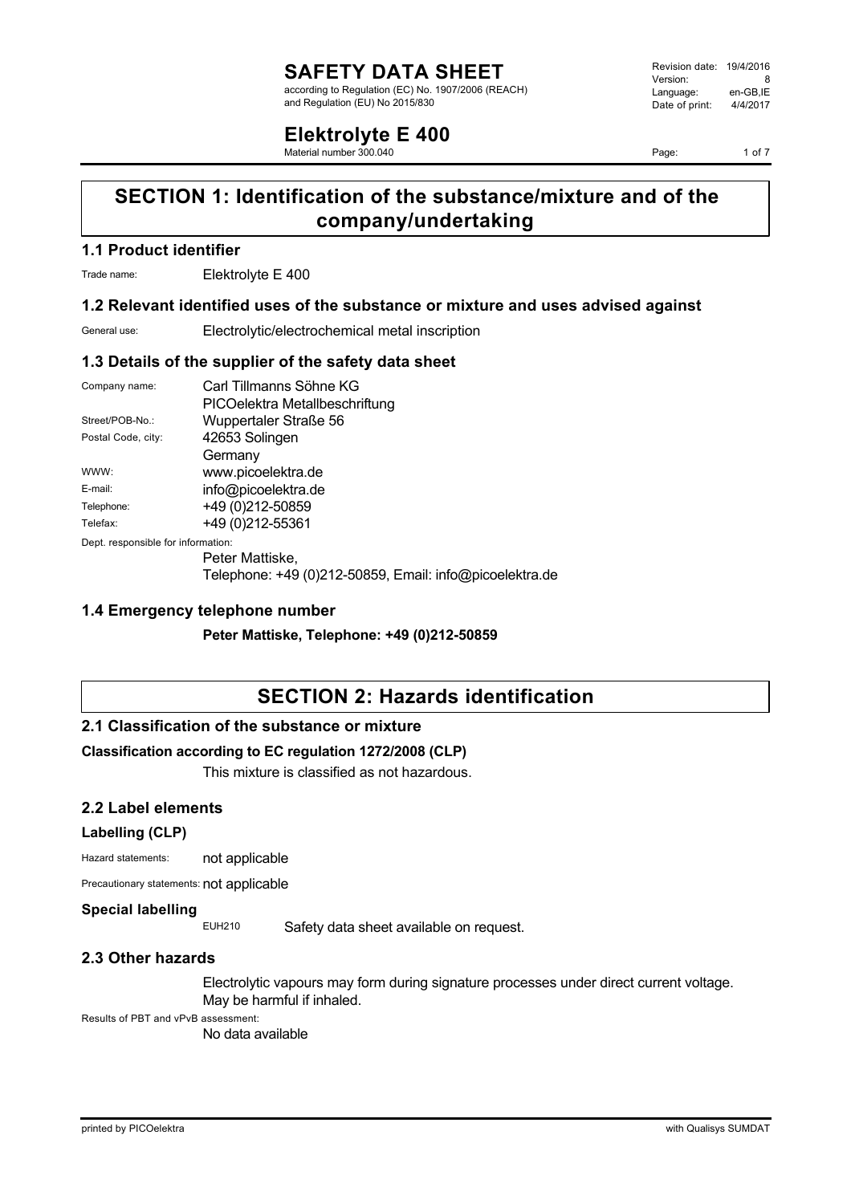# SAFETY DATA SHEET

according to Regulation (EC) No. 1907/2006 (REACH) and Regulation (EU) No 2015/830

Revision date: 19/4/2016
Version: 8
Language: en-GB,IE
Date of print: 4/4/2017

# Elektrolyte E 400

Material number 300.040

## SECTION 1: Identification of the substance/mixture and of the company/undertaking

### 1.1 Product identifier

Trade name: Elektrolyte E 400

### 1.2 Relevant identified uses of the substance or mixture and uses advised against

General use: Electrolytic/electrochemical metal inscription

### 1.3 Details of the supplier of the safety data sheet

Company name: Carl Tillmanns Söhne KG
PICOelektra Metallbeschriftung

Street/POB-No.: Wuppertaler Straße 56

Postal Code, city: 42653 Solingen
Germany

WWW: www.picoelektra.de

E-mail: info@picoelektra.de

Telephone: +49 (0)212-50859

Telefax: +49 (0)212-55361

Dept. responsible for information:
Peter Mattiske,
Telephone: +49 (0)212-50859, Email: info@picoelektra.de

### 1.4 Emergency telephone number

**Peter Mattiske, Telephone: +49 (0)212-50859**

## SECTION 2: Hazards identification

### 2.1 Classification of the substance or mixture

**Classification according to EC regulation 1272/2008 (CLP)**

This mixture is classified as not hazardous.

### 2.2 Label elements

**Labelling (CLP)**

Hazard statements: not applicable

Precautionary statements: not applicable

**Special labelling**

EUH210 Safety data sheet available on request.

### 2.3 Other hazards

Electrolytic vapours may form during signature processes under direct current voltage. May be harmful if inhaled.

Results of PBT and vPvB assessment:
No data available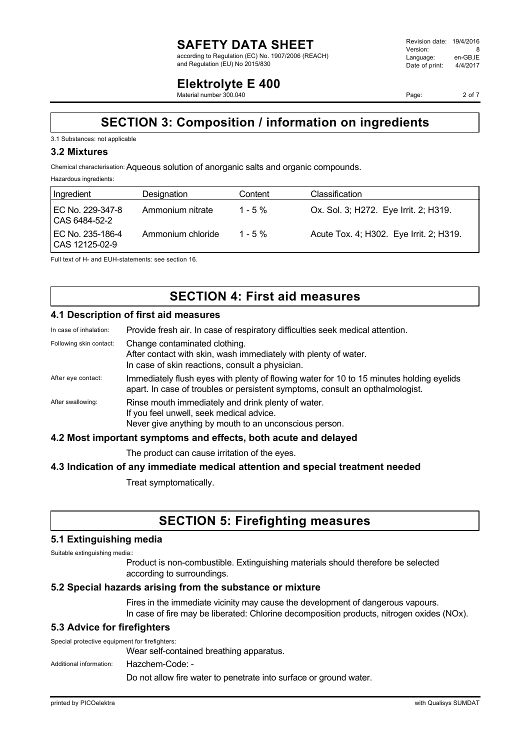# SECTION 3: Composition / information on ingredients

3.1 Substances: not applicable

### 3.2 Mixtures

Chemical characterisation: Aqueous solution of anorganic salts and organic compounds.

Hazardous ingredients:

| Ingredient | Designation | Content | Classification |
|---|---|---|---|
| EC No. 229-347-8 CAS 6484-52-2 | Ammonium nitrate | 1 - 5 % | Ox. Sol. 3; H272. Eye Irrit. 2; H319. |
| EC No. 235-186-4 CAS 12125-02-9 | Ammonium chloride | 1 - 5 % | Acute Tox. 4; H302. Eye Irrit. 2; H319. |

Full text of H- and EUH-statements: see section 16.

# SECTION 4: First aid measures

### 4.1 Description of first aid measures

In case of inhalation: Provide fresh air. In case of respiratory difficulties seek medical attention.

Following skin contact: Change contaminated clothing.
After contact with skin, wash immediately with plenty of water.
In case of skin reactions, consult a physician.

After eye contact: Immediately flush eyes with plenty of flowing water for 10 to 15 minutes holding eyelids apart. In case of troubles or persistent symptoms, consult an opthalmologist.

After swallowing: Rinse mouth immediately and drink plenty of water.
If you feel unwell, seek medical advice.
Never give anything by mouth to an unconscious person.

### 4.2 Most important symptoms and effects, both acute and delayed

The product can cause irritation of the eyes.

### 4.3 Indication of any immediate medical attention and special treatment needed

Treat symptomatically.

# SECTION 5: Firefighting measures

### 5.1 Extinguishing media

Suitable extinguishing media::

Product is non-combustible. Extinguishing materials should therefore be selected according to surroundings.

### 5.2 Special hazards arising from the substance or mixture

Fires in the immediate vicinity may cause the development of dangerous vapours.
In case of fire may be liberated: Chlorine decomposition products, nitrogen oxides (NOx).

### 5.3 Advice for firefighters

Special protective equipment for firefighters:

Wear self-contained breathing apparatus.

Additional information: Hazchem-Code: -

Do not allow fire water to penetrate into surface or ground water.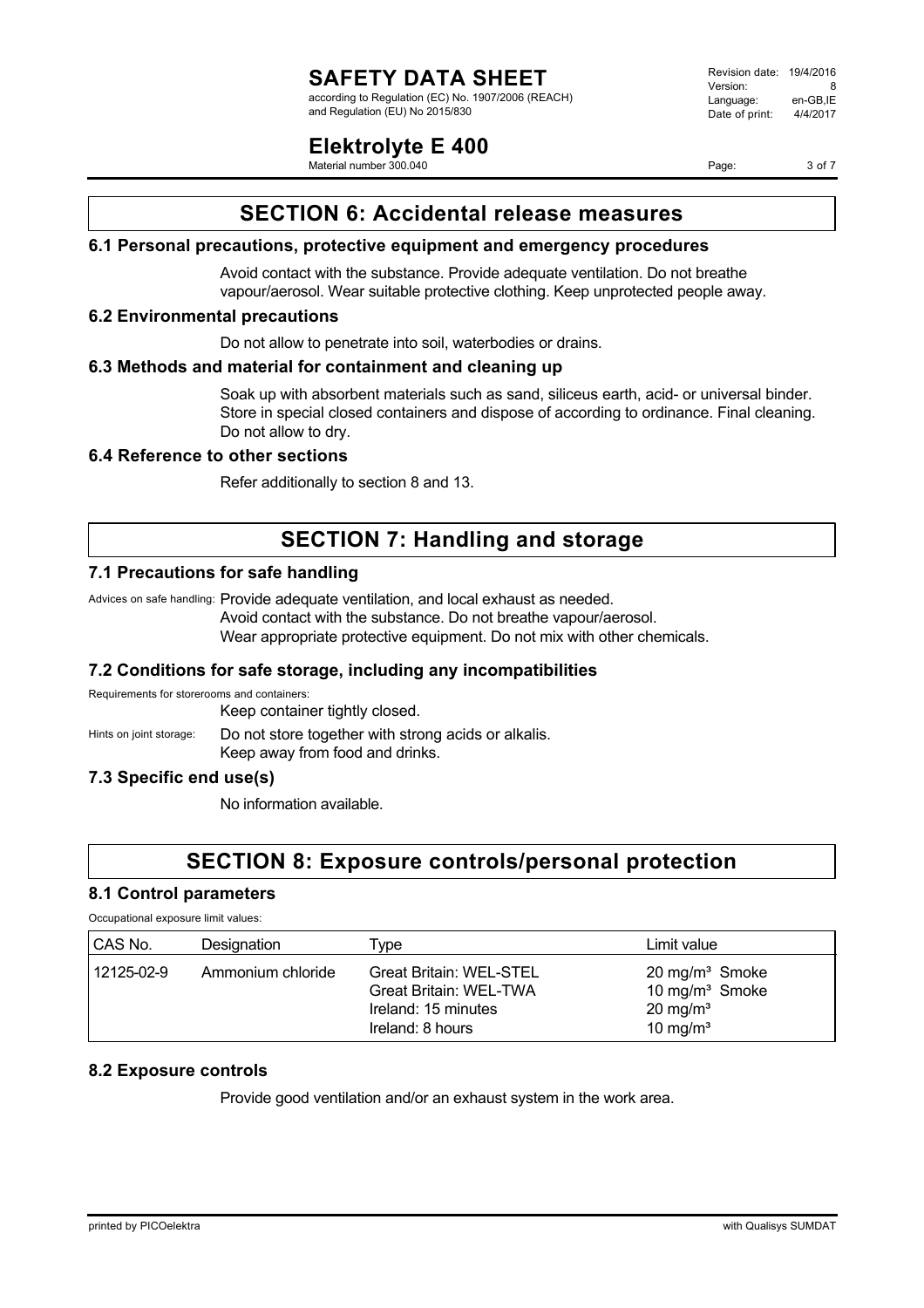## SECTION 6: Accidental release measures

### 6.1 Personal precautions, protective equipment and emergency procedures

Avoid contact with the substance. Provide adequate ventilation. Do not breathe vapour/aerosol. Wear suitable protective clothing. Keep unprotected people away.

### 6.2 Environmental precautions

Do not allow to penetrate into soil, waterbodies or drains.

### 6.3 Methods and material for containment and cleaning up

Soak up with absorbent materials such as sand, siliceus earth, acid- or universal binder. Store in special closed containers and dispose of according to ordinance. Final cleaning. Do not allow to dry.

### 6.4 Reference to other sections

Refer additionally to section 8 and 13.

## SECTION 7: Handling and storage

### 7.1 Precautions for safe handling

Advices on safe handling: Provide adequate ventilation, and local exhaust as needed.
Avoid contact with the substance. Do not breathe vapour/aerosol.
Wear appropriate protective equipment. Do not mix with other chemicals.

### 7.2 Conditions for safe storage, including any incompatibilities

Requirements for storerooms and containers:
Keep container tightly closed.

Hints on joint storage: Do not store together with strong acids or alkalis.
Keep away from food and drinks.

### 7.3 Specific end use(s)

No information available.

## SECTION 8: Exposure controls/personal protection

### 8.1 Control parameters

Occupational exposure limit values:

| CAS No. | Designation | Type | Limit value |
|---|---|---|---|
| 12125-02-9 | Ammonium chloride | Great Britain: WEL-STEL<br>Great Britain: WEL-TWA<br>Ireland: 15 minutes<br>Ireland: 8 hours | 20 mg/m³ Smoke<br>10 mg/m³ Smoke<br>20 mg/m³<br>10 mg/m³ |

### 8.2 Exposure controls

Provide good ventilation and/or an exhaust system in the work area.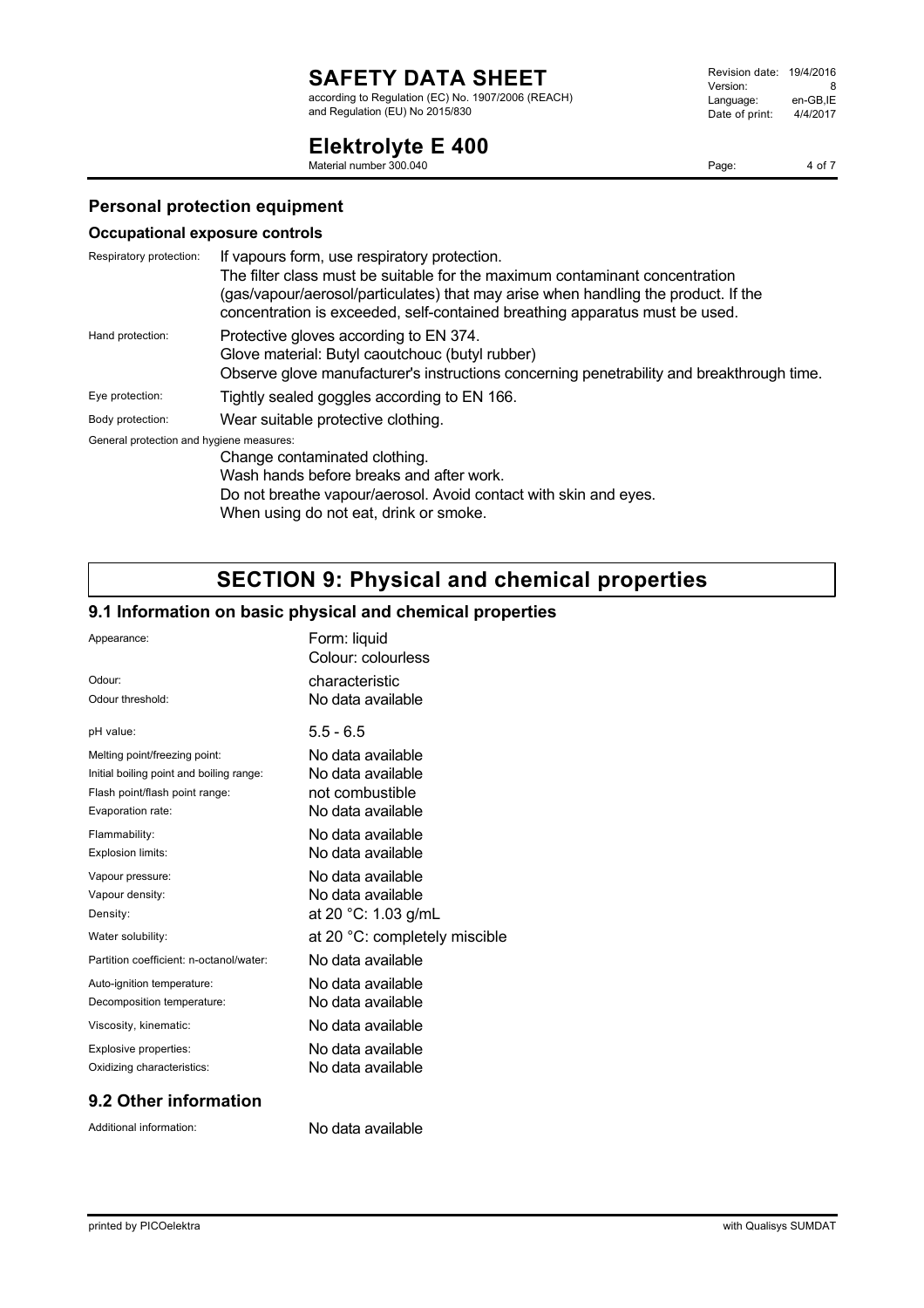### Personal protection equipment

#### Occupational exposure controls

| | |
|---|---|
| Respiratory protection: | If vapours form, use respiratory protection. The filter class must be suitable for the maximum contaminant concentration (gas/vapour/aerosol/particulates) that may arise when handling the product. If the concentration is exceeded, self-contained breathing apparatus must be used. |
| Hand protection: | Protective gloves according to EN 374. Glove material: Butyl caoutchouc (butyl rubber) Observe glove manufacturer's instructions concerning penetrability and breakthrough time. |
| Eye protection: | Tightly sealed goggles according to EN 166. |
| Body protection: | Wear suitable protective clothing. |

General protection and hygiene measures:

Change contaminated clothing.
Wash hands before breaks and after work.
Do not breathe vapour/aerosol. Avoid contact with skin and eyes.
When using do not eat, drink or smoke.

## SECTION 9: Physical and chemical properties

### 9.1 Information on basic physical and chemical properties

| | |
|---|---|
| Appearance: | Form: liquid<br>Colour: colourless |
| Odour: | characteristic |
| Odour threshold: | No data available |
| pH value: | 5.5 - 6.5 |
| Melting point/freezing point: | No data available |
| Initial boiling point and boiling range: | No data available |
| Flash point/flash point range: | not combustible |
| Evaporation rate: | No data available |
| Flammability: | No data available |
| Explosion limits: | No data available |
| Vapour pressure: | No data available |
| Vapour density: | No data available |
| Density: | at 20 °C: 1.03 g/mL |
| Water solubility: | at 20 °C: completely miscible |
| Partition coefficient: n-octanol/water: | No data available |
| Auto-ignition temperature: | No data available |
| Decomposition temperature: | No data available |
| Viscosity, kinematic: | No data available |
| Explosive properties: | No data available |
| Oxidizing characteristics: | No data available |

### 9.2 Other information

| | |
|---|---|
| Additional information: | No data available |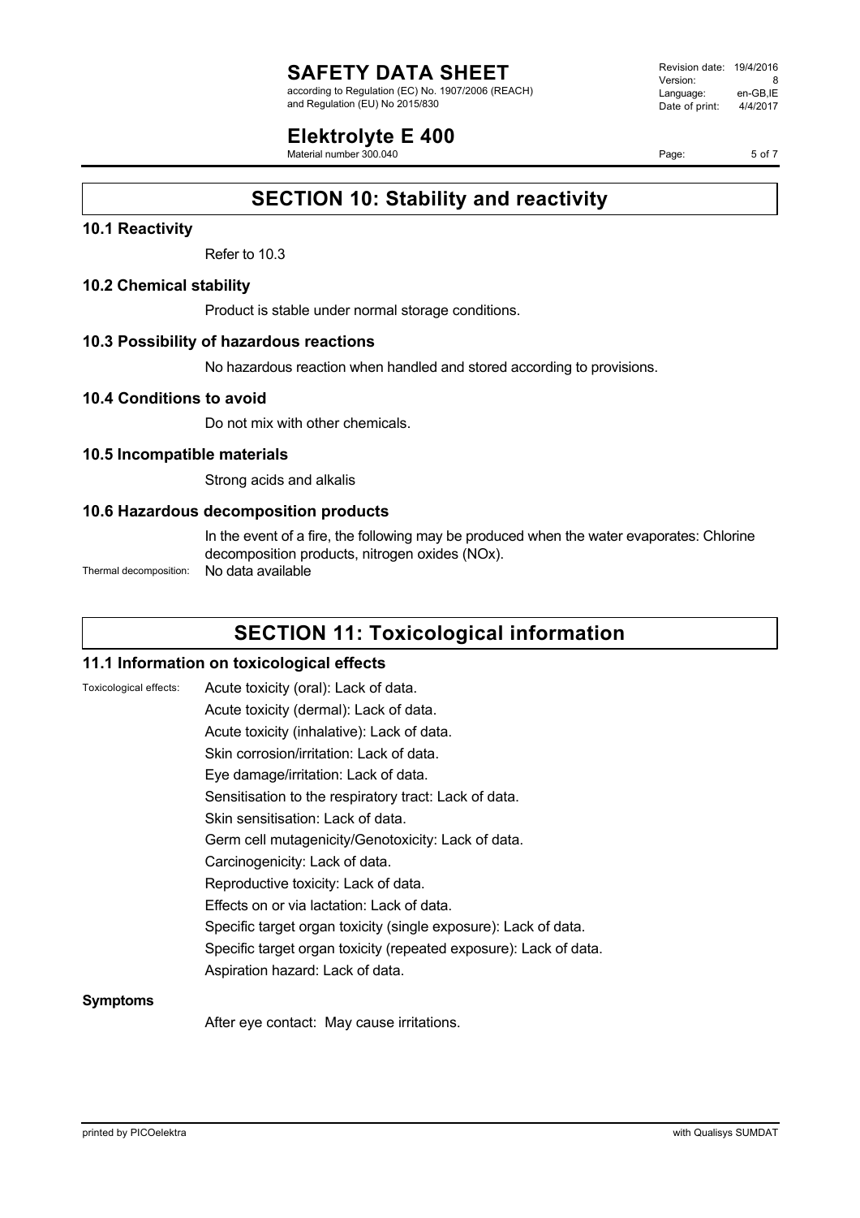## SECTION 10: Stability and reactivity

### 10.1 Reactivity

Refer to 10.3

### 10.2 Chemical stability

Product is stable under normal storage conditions.

### 10.3 Possibility of hazardous reactions

No hazardous reaction when handled and stored according to provisions.

### 10.4 Conditions to avoid

Do not mix with other chemicals.

### 10.5 Incompatible materials

Strong acids and alkalis

### 10.6 Hazardous decomposition products

In the event of a fire, the following may be produced when the water evaporates: Chlorine decomposition products, nitrogen oxides (NOx).

Thermal decomposition: No data available

## SECTION 11: Toxicological information

### 11.1 Information on toxicological effects

Toxicological effects:
- Acute toxicity (oral): Lack of data.
- Acute toxicity (dermal): Lack of data.
- Acute toxicity (inhalative): Lack of data.
- Skin corrosion/irritation: Lack of data.
- Eye damage/irritation: Lack of data.
- Sensitisation to the respiratory tract: Lack of data.
- Skin sensitisation: Lack of data.
- Germ cell mutagenicity/Genotoxicity: Lack of data.
- Carcinogenicity: Lack of data.
- Reproductive toxicity: Lack of data.
- Effects on or via lactation: Lack of data.
- Specific target organ toxicity (single exposure): Lack of data.
- Specific target organ toxicity (repeated exposure): Lack of data.
- Aspiration hazard: Lack of data.

**Symptoms**

After eye contact: May cause irritations.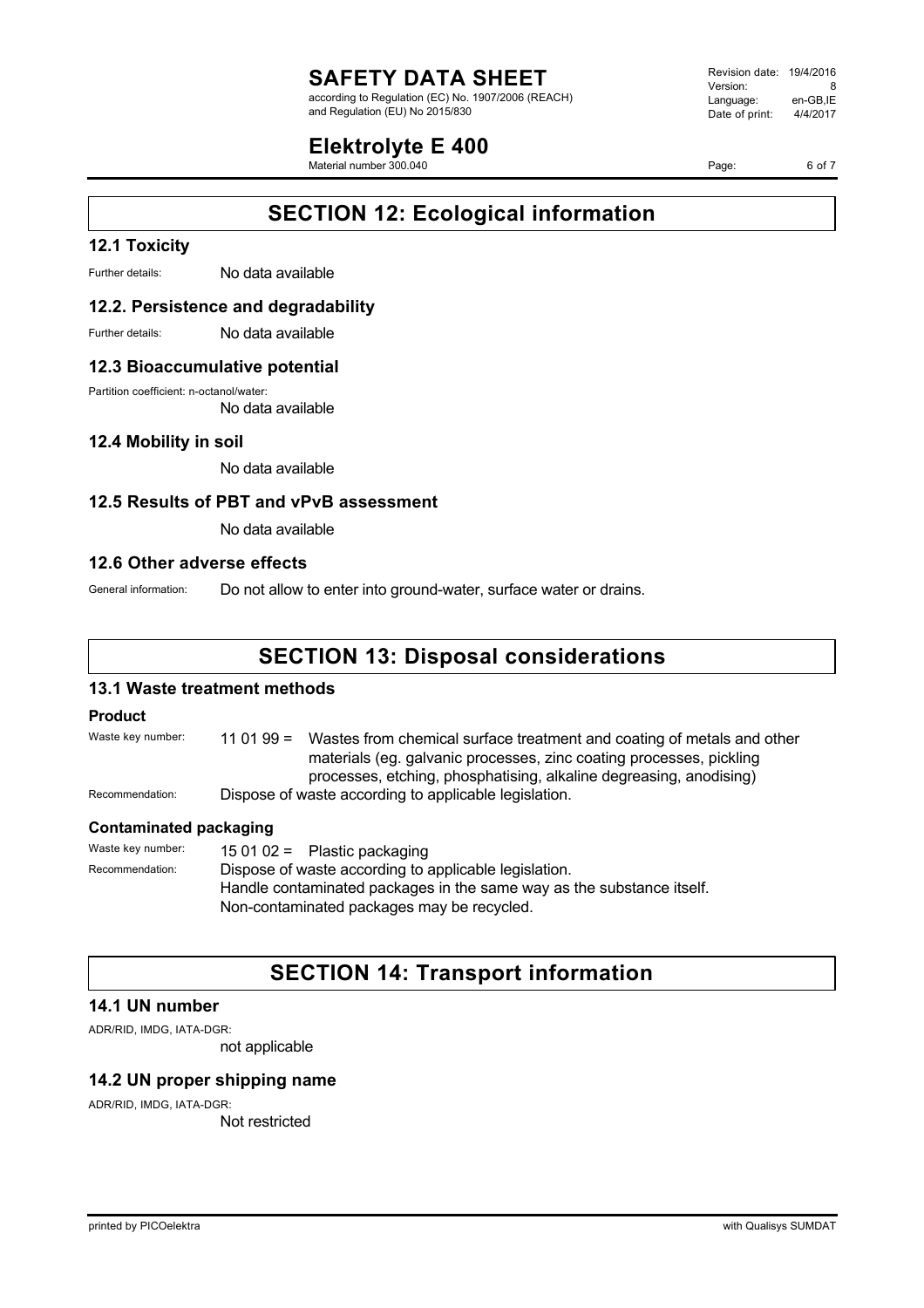## SECTION 12: Ecological information

### 12.1 Toxicity

Further details: No data available

### 12.2. Persistence and degradability

Further details: No data available

### 12.3 Bioaccumulative potential

Partition coefficient: n-octanol/water:
No data available

### 12.4 Mobility in soil

No data available

### 12.5 Results of PBT and vPvB assessment

No data available

### 12.6 Other adverse effects

General information: Do not allow to enter into ground-water, surface water or drains.

## SECTION 13: Disposal considerations

### 13.1 Waste treatment methods

**Product**

Waste key number: 11 01 99 = Wastes from chemical surface treatment and coating of metals and other materials (eg. galvanic processes, zinc coating processes, pickling processes, etching, phosphatising, alkaline degreasing, anodising)

Recommendation: Dispose of waste according to applicable legislation.

**Contaminated packaging**

Waste key number: 15 01 02 = Plastic packaging

Recommendation: Dispose of waste according to applicable legislation.
Handle contaminated packages in the same way as the substance itself.
Non-contaminated packages may be recycled.

## SECTION 14: Transport information

### 14.1 UN number

ADR/RID, IMDG, IATA-DGR:
not applicable

### 14.2 UN proper shipping name

ADR/RID, IMDG, IATA-DGR:
Not restricted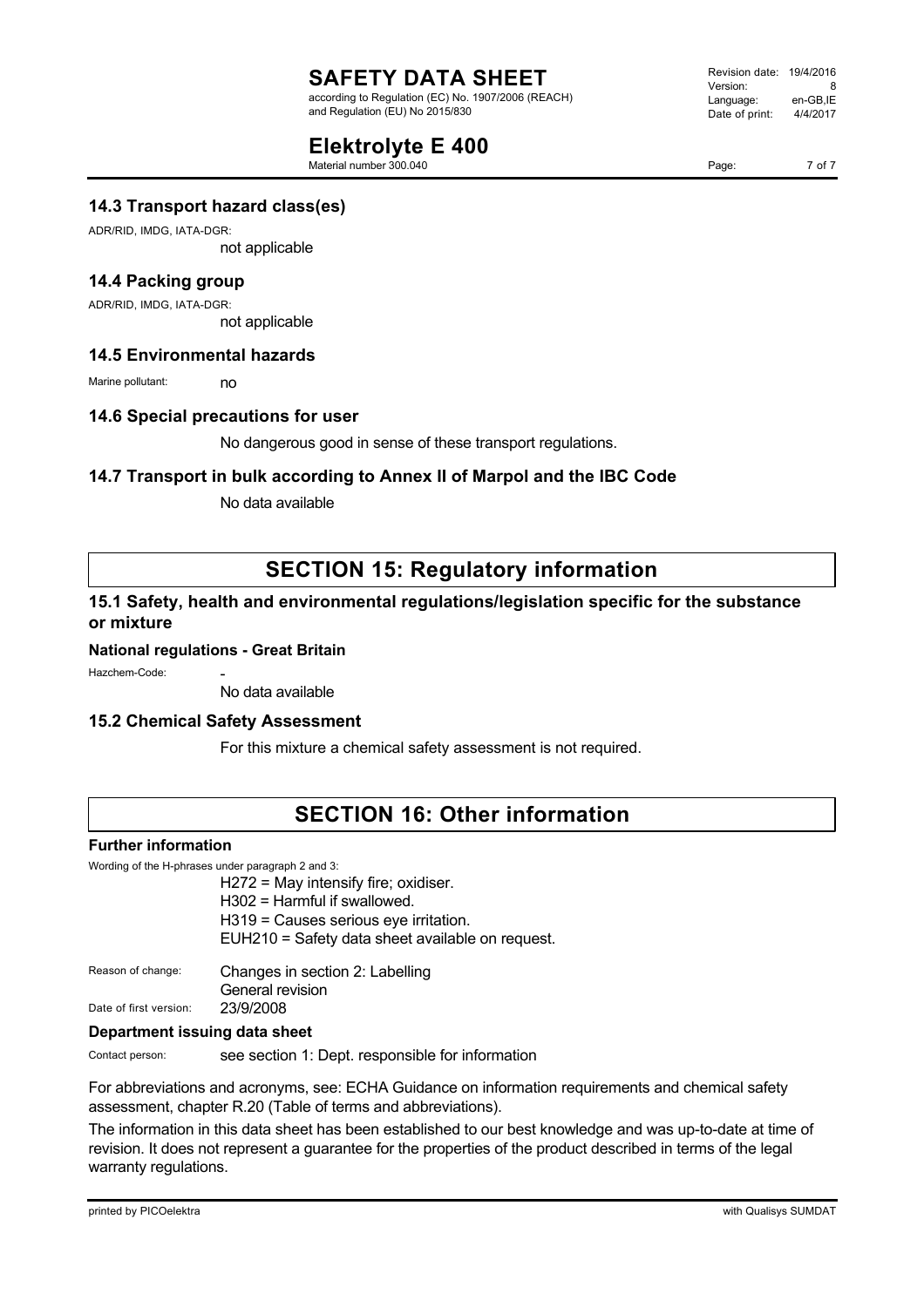## 14.3 Transport hazard class(es)

ADR/RID, IMDG, IATA-DGR:

not applicable

## 14.4 Packing group

ADR/RID, IMDG, IATA-DGR:

not applicable

## 14.5 Environmental hazards

Marine pollutant: no

## 14.6 Special precautions for user

No dangerous good in sense of these transport regulations.

## 14.7 Transport in bulk according to Annex II of Marpol and the IBC Code

No data available

# SECTION 15: Regulatory information

## 15.1 Safety, health and environmental regulations/legislation specific for the substance or mixture

**National regulations - Great Britain**

Hazchem-Code: -

No data available

## 15.2 Chemical Safety Assessment

For this mixture a chemical safety assessment is not required.

# SECTION 16: Other information

**Further information**

Wording of the H-phrases under paragraph 2 and 3:

H272 = May intensify fire; oxidiser.
H302 = Harmful if swallowed.
H319 = Causes serious eye irritation.
EUH210 = Safety data sheet available on request.

Reason of change: Changes in section 2: Labelling
General revision

Date of first version: 23/9/2008

**Department issuing data sheet**

Contact person: see section 1: Dept. responsible for information

For abbreviations and acronyms, see: ECHA Guidance on information requirements and chemical safety assessment, chapter R.20 (Table of terms and abbreviations).

The information in this data sheet has been established to our best knowledge and was up-to-date at time of revision. It does not represent a guarantee for the properties of the product described in terms of the legal warranty regulations.